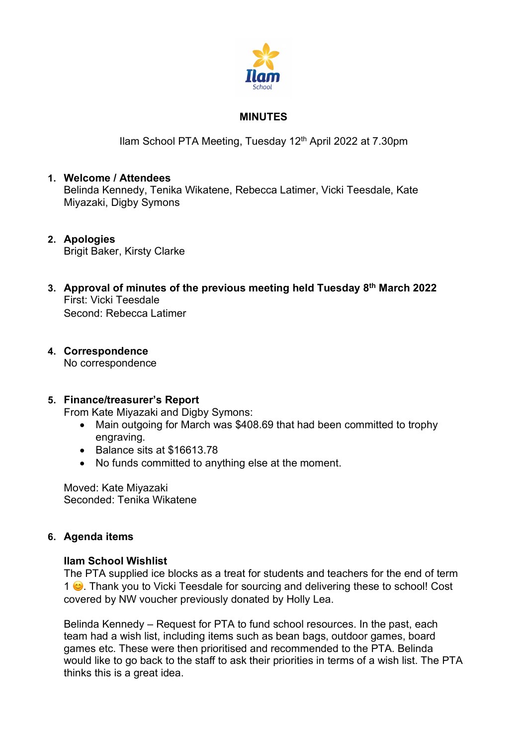# MINUTES

Ilam School PTA Meeting, Tuesday 12th April 2022 at 7.30pm

1. **Welcome / Attendees**
   Belinda Kennedy, Tenika Wikatene, Rebecca Latimer, Vicki Teesdale, Kate Miyazaki, Digby Symons

2. **Apologies**
   Brigit Baker, Kirsty Clarke

3. **Approval of minutes of the previous meeting held Tuesday 8th March 2022**
   First: Vicki Teesdale
   Second: Rebecca Latimer

4. **Correspondence**
   No correspondence

5. **Finance/treasurer's Report**
   From Kate Miyazaki and Digby Symons:
   - Main outgoing for March was $408.69 that had been committed to trophy engraving.
   - Balance sits at $16613.78
   - No funds committed to anything else at the moment.

   Moved: Kate Miyazaki
   Seconded: Tenika Wikatene

6. **Agenda items**

   **Ilam School Wishlist**
   The PTA supplied ice blocks as a treat for students and teachers for the end of term 1 😊. Thank you to Vicki Teesdale for sourcing and delivering these to school! Cost covered by NW voucher previously donated by Holly Lea.

   Belinda Kennedy – Request for PTA to fund school resources. In the past, each team had a wish list, including items such as bean bags, outdoor games, board games etc. These were then prioritised and recommended to the PTA. Belinda would like to go back to the staff to ask their priorities in terms of a wish list. The PTA thinks this is a great idea.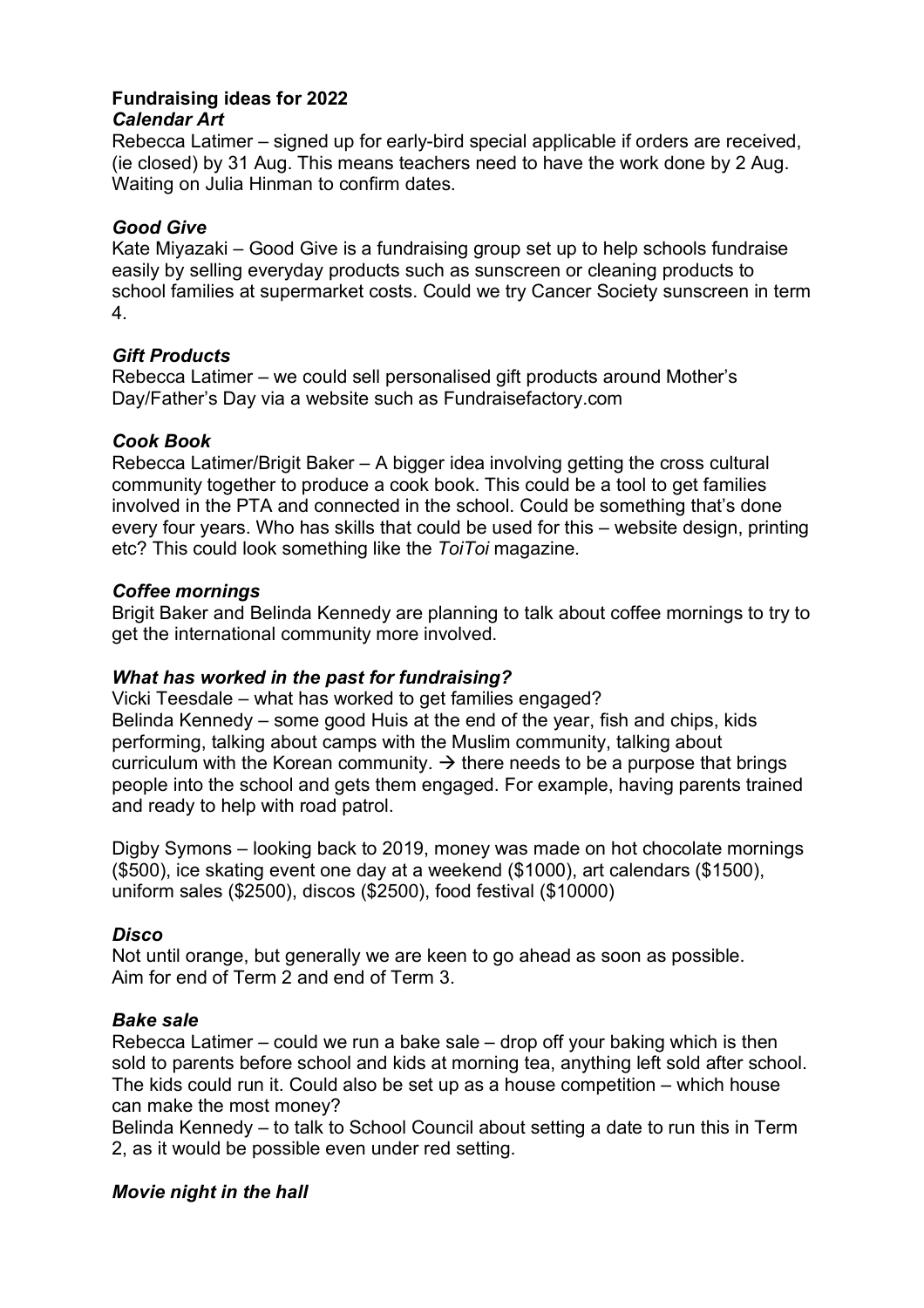## Fundraising ideas for 2022

### *Calendar Art*

Rebecca Latimer – signed up for early-bird special applicable if orders are received, (ie closed) by 31 Aug. This means teachers need to have the work done by 2 Aug. Waiting on Julia Hinman to confirm dates.

### *Good Give*

Kate Miyazaki – Good Give is a fundraising group set up to help schools fundraise easily by selling everyday products such as sunscreen or cleaning products to school families at supermarket costs. Could we try Cancer Society sunscreen in term 4.

### *Gift Products*

Rebecca Latimer – we could sell personalised gift products around Mother's Day/Father's Day via a website such as Fundraisefactory.com

### *Cook Book*

Rebecca Latimer/Brigit Baker – A bigger idea involving getting the cross cultural community together to produce a cook book. This could be a tool to get families involved in the PTA and connected in the school. Could be something that's done every four years. Who has skills that could be used for this – website design, printing etc? This could look something like the *ToiToi* magazine.

### *Coffee mornings*

Brigit Baker and Belinda Kennedy are planning to talk about coffee mornings to try to get the international community more involved.

### *What has worked in the past for fundraising?*

Vicki Teesdale – what has worked to get families engaged?
Belinda Kennedy – some good Huis at the end of the year, fish and chips, kids performing, talking about camps with the Muslim community, talking about curriculum with the Korean community. → there needs to be a purpose that brings people into the school and gets them engaged. For example, having parents trained and ready to help with road patrol.

Digby Symons – looking back to 2019, money was made on hot chocolate mornings ($500), ice skating event one day at a weekend ($1000), art calendars ($1500), uniform sales ($2500), discos ($2500), food festival ($10000)

### *Disco*

Not until orange, but generally we are keen to go ahead as soon as possible.
Aim for end of Term 2 and end of Term 3.

### *Bake sale*

Rebecca Latimer – could we run a bake sale – drop off your baking which is then sold to parents before school and kids at morning tea, anything left sold after school. The kids could run it. Could also be set up as a house competition – which house can make the most money?
Belinda Kennedy – to talk to School Council about setting a date to run this in Term 2, as it would be possible even under red setting.

### *Movie night in the hall*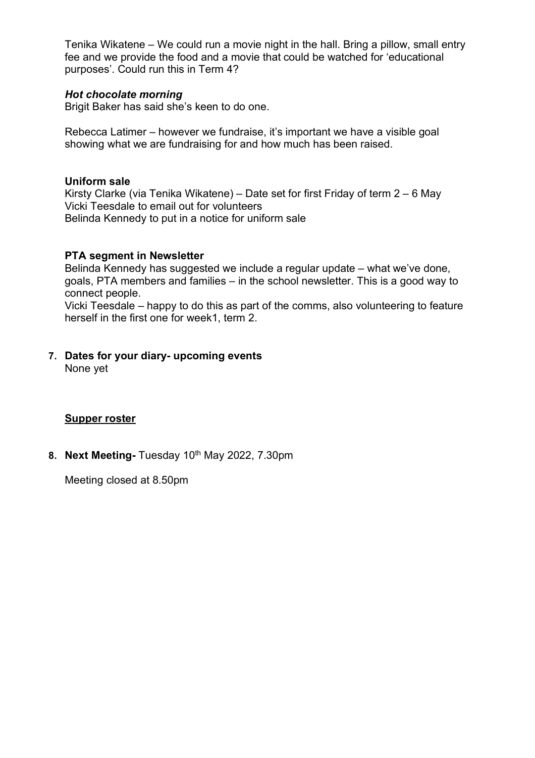Tenika Wikatene – We could run a movie night in the hall. Bring a pillow, small entry fee and we provide the food and a movie that could be watched for 'educational purposes'. Could run this in Term 4?

***Hot chocolate morning***

Brigit Baker has said she's keen to do one.

Rebecca Latimer – however we fundraise, it's important we have a visible goal showing what we are fundraising for and how much has been raised.

**Uniform sale**

Kirsty Clarke (via Tenika Wikatene) – Date set for first Friday of term 2 – 6 May
Vicki Teesdale to email out for volunteers
Belinda Kennedy to put in a notice for uniform sale

**PTA segment in Newsletter**

Belinda Kennedy has suggested we include a regular update – what we've done, goals, PTA members and families – in the school newsletter. This is a good way to connect people.
Vicki Teesdale – happy to do this as part of the comms, also volunteering to feature herself in the first one for week1, term 2.

7. **Dates for your diary- upcoming events**
   None yet

**<u>Supper roster</u>**

8. **Next Meeting-** Tuesday 10th May 2022, 7.30pm

   Meeting closed at 8.50pm